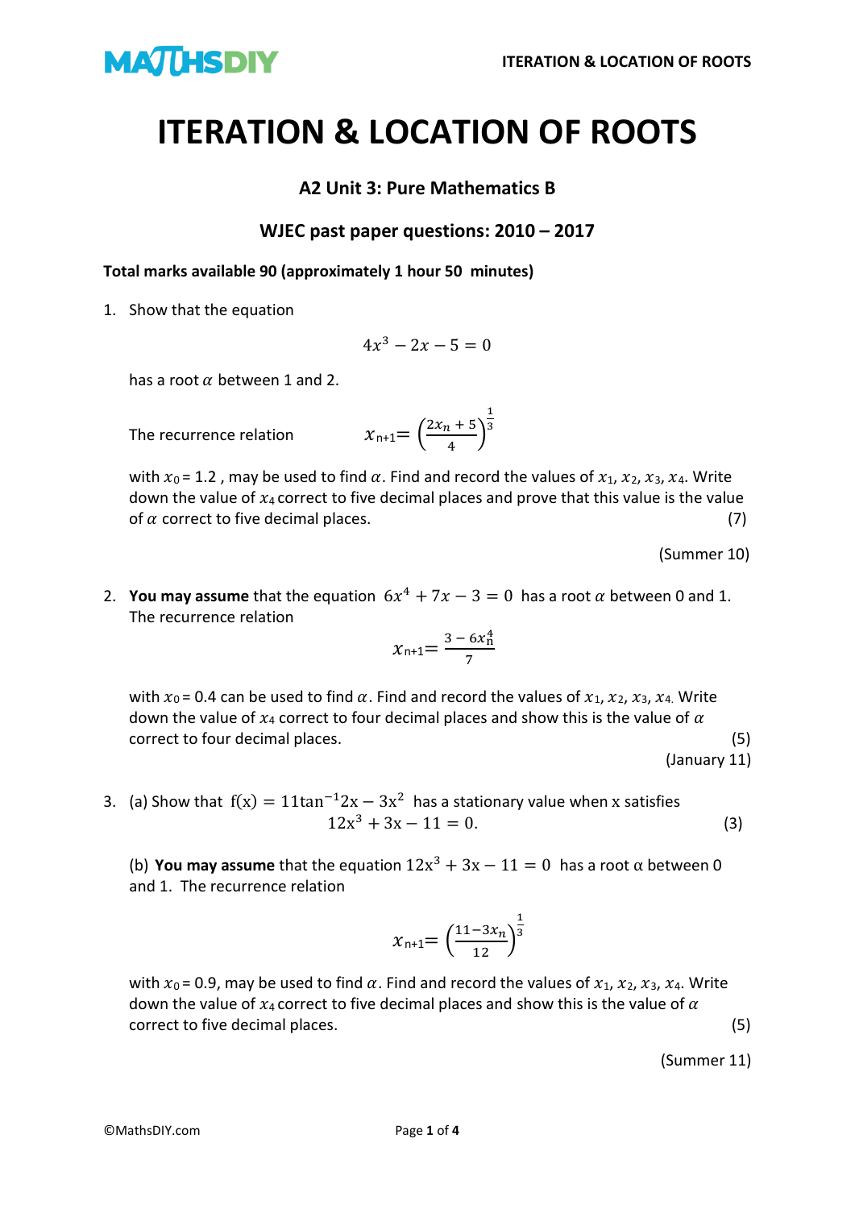# ITERATION & LOCATION OF ROOTS

### A2 Unit 3: Pure Mathematics B

### WJEC past paper questions: 2010 – 2017

**Total marks available 90 (approximately 1 hour 50 minutes)**

1. Show that the equation

$$4x^3 - 2x - 5 = 0$$

has a root $\alpha$ between 1 and 2.

The recurrence relation $$x_{n+1} = \left(\frac{2x_n + 5}{4}\right)^{\frac{1}{3}}$$

with $x_0 = 1.2$, may be used to find $\alpha$. Find and record the values of $x_1$, $x_2$, $x_3$, $x_4$. Write down the value of $x_4$ correct to five decimal places and prove that this value is the value of $\alpha$ correct to five decimal places. (7)

(Summer 10)

2. **You may assume** that the equation $6x^4 + 7x - 3 = 0$ has a root $\alpha$ between 0 and 1. The recurrence relation

$$x_{n+1} = \frac{3 - 6x_n^4}{7}$$

with $x_0 = 0.4$ can be used to find $\alpha$. Find and record the values of $x_1$, $x_2$, $x_3$, $x_4$. Write down the value of $x_4$ correct to four decimal places and show this is the value of $\alpha$ correct to four decimal places. (5)

(January 11)

3. (a) Show that $f(x) = 11\tan^{-1}2x - 3x^2$ has a stationary value when x satisfies

$$12x^3 + 3x - 11 = 0.$$ (3)

(b) **You may assume** that the equation $12x^3 + 3x - 11 = 0$ has a root $\alpha$ between 0 and 1. The recurrence relation

$$x_{n+1} = \left(\frac{11 - 3x_n}{12}\right)^{\frac{1}{3}}$$

with $x_0 = 0.9$, may be used to find $\alpha$. Find and record the values of $x_1$, $x_2$, $x_3$, $x_4$. Write down the value of $x_4$ correct to five decimal places and show this is the value of $\alpha$ correct to five decimal places. (5)

(Summer 11)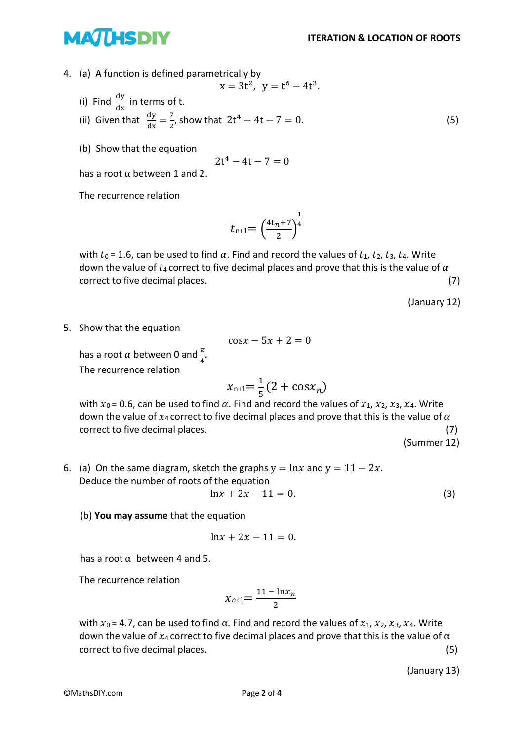4. (a) A function is defined parametrically by

$$x = 3t^2, \quad y = t^6 - 4t^3.$$

(i) Find $\frac{dy}{dx}$ in terms of t.

(ii) Given that $\frac{dy}{dx} = \frac{7}{2}$, show that $2t^4 - 4t - 7 = 0$. (5)

(b) Show that the equation

$$2t^4 - 4t - 7 = 0$$

has a root α between 1 and 2.

The recurrence relation

$$t_{n+1} = \left(\frac{4t_n + 7}{2}\right)^{\frac{1}{4}}$$

with $t_0 = 1.6$, can be used to find $\alpha$. Find and record the values of $t_1$, $t_2$, $t_3$, $t_4$. Write down the value of $t_4$ correct to five decimal places and prove that this is the value of $\alpha$ correct to five decimal places. (7)

(January 12)

5. Show that the equation

$$\cos x - 5x + 2 = 0$$

has a root $\alpha$ between 0 and $\frac{\pi}{4}$.

The recurrence relation

$$x_{n+1} = \frac{1}{5}(2 + \cos x_n)$$

with $x_0 = 0.6$, can be used to find $\alpha$. Find and record the values of $x_1$, $x_2$, $x_3$, $x_4$. Write down the value of $x_4$ correct to five decimal places and prove that this is the value of $\alpha$ correct to five decimal places. (7)

(Summer 12)

6. (a) On the same diagram, sketch the graphs $y = \ln x$ and $y = 11 - 2x$.
Deduce the number of roots of the equation

$$\ln x + 2x - 11 = 0.$$ (3)

(b) **You may assume** that the equation

$$\ln x + 2x - 11 = 0.$$

has a root α between 4 and 5.

The recurrence relation

$$x_{n+1} = \frac{11 - \ln x_n}{2}$$

with $x_0 = 4.7$, can be used to find α. Find and record the values of $x_1$, $x_2$, $x_3$, $x_4$. Write down the value of $x_4$ correct to five decimal places and prove that this is the value of α correct to five decimal places. (5)

(January 13)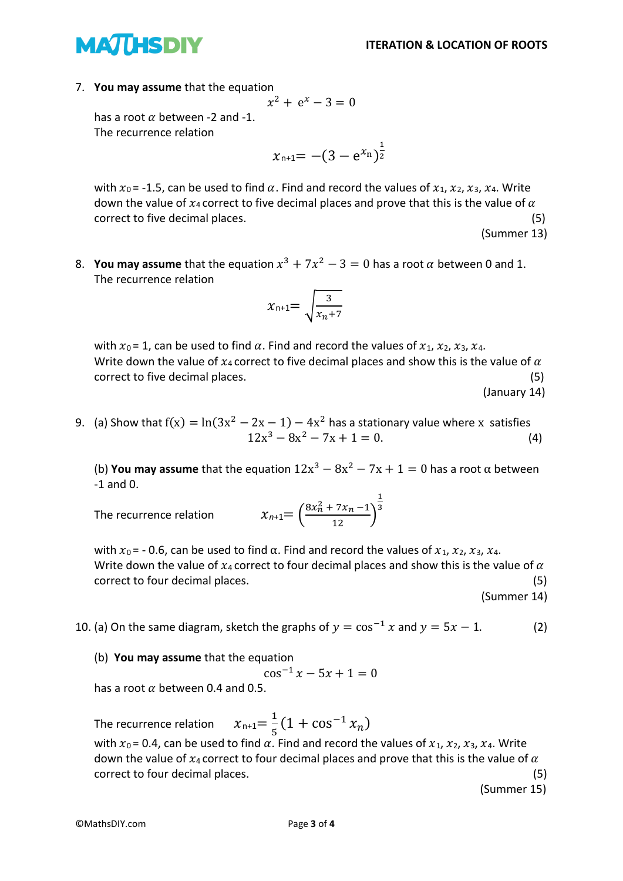7. **You may assume** that the equation

$$x^2 + e^x - 3 = 0$$

has a root $\alpha$ between -2 and -1.
The recurrence relation

$$x_{n+1} = -(3 - e^{x_n})^{\frac{1}{2}}$$

with $x_0 = -1.5$, can be used to find $\alpha$. Find and record the values of $x_1, x_2, x_3, x_4$. Write down the value of $x_4$ correct to five decimal places and prove that this is the value of $\alpha$ correct to five decimal places. (5)

(Summer 13)

8. **You may assume** that the equation $x^3 + 7x^2 - 3 = 0$ has a root $\alpha$ between 0 and 1.
The recurrence relation

$$x_{n+1} = \sqrt{\frac{3}{x_n + 7}}$$

with $x_0 = 1$, can be used to find $\alpha$. Find and record the values of $x_1, x_2, x_3, x_4$.
Write down the value of $x_4$ correct to five decimal places and show this is the value of $\alpha$ correct to five decimal places. (5)

(January 14)

9. (a) Show that $f(x) = \ln(3x^2 - 2x - 1) - 4x^2$ has a stationary value where x satisfies

$$12x^3 - 8x^2 - 7x + 1 = 0.$$ (4)

(b) **You may assume** that the equation $12x^3 - 8x^2 - 7x + 1 = 0$ has a root $\alpha$ between -1 and 0.

The recurrence relation $$x_{n+1} = \left(\frac{8x_n^2 + 7x_n - 1}{12}\right)^{\frac{1}{3}}$$

with $x_0 = -0.6$, can be used to find $\alpha$. Find and record the values of $x_1, x_2, x_3, x_4$.
Write down the value of $x_4$ correct to four decimal places and show this is the value of $\alpha$ correct to four decimal places. (5)

(Summer 14)

10. (a) On the same diagram, sketch the graphs of $y = \cos^{-1} x$ and $y = 5x - 1$. (2)

(b) **You may assume** that the equation

$$\cos^{-1} x - 5x + 1 = 0$$

has a root $\alpha$ between 0.4 and 0.5.

The recurrence relation $$x_{n+1} = \frac{1}{5}(1 + \cos^{-1} x_n)$$

with $x_0 = 0.4$, can be used to find $\alpha$. Find and record the values of $x_1, x_2, x_3, x_4$. Write down the value of $x_4$ correct to four decimal places and prove that this is the value of $\alpha$ correct to four decimal places. (5)

(Summer 15)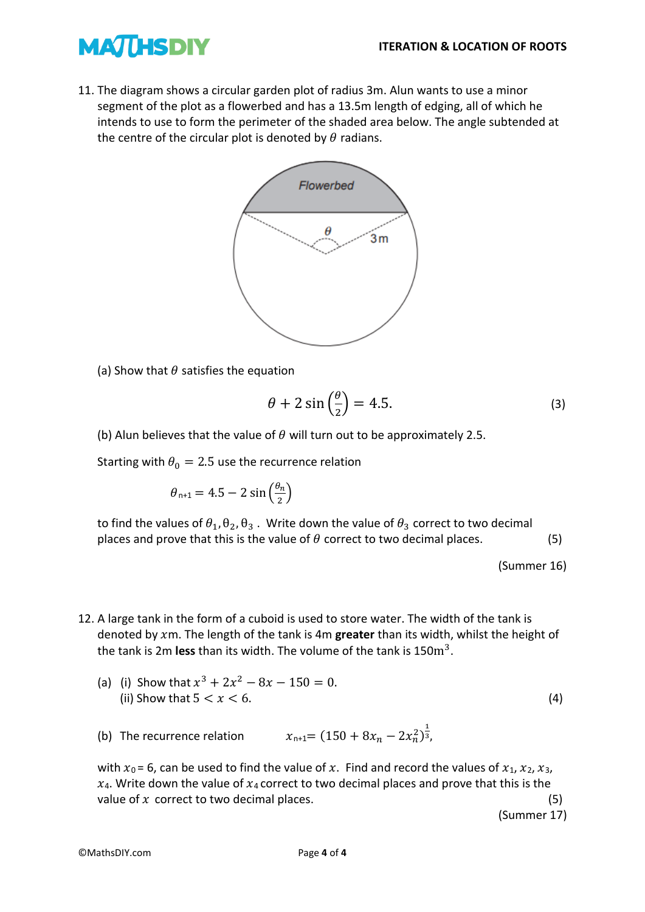11. The diagram shows a circular garden plot of radius 3m. Alun wants to use a minor segment of the plot as a flowerbed and has a 13.5m length of edging, all of which he intends to use to form the perimeter of the shaded area below. The angle subtended at the centre of the circular plot is denoted by $\theta$ radians.

Flowerbed

$\theta$

3m

(a) Show that $\theta$ satisfies the equation

$$\theta + 2\sin\left(\frac{\theta}{2}\right) = 4.5. \qquad (3)$$

(b) Alun believes that the value of $\theta$ will turn out to be approximately 2.5.

Starting with $\theta_0 = 2.5$ use the recurrence relation

$$\theta_{n+1} = 4.5 - 2\sin\left(\frac{\theta_n}{2}\right)$$

to find the values of $\theta_1, \theta_2, \theta_3$. Write down the value of $\theta_3$ correct to two decimal places and prove that this is the value of $\theta$ correct to two decimal places. (5)

(Summer 16)

12. A large tank in the form of a cuboid is used to store water. The width of the tank is denoted by $x$m. The length of the tank is 4m **greater** than its width, whilst the height of the tank is 2m **less** than its width. The volume of the tank is 150m$^3$.

(a) (i) Show that $x^3 + 2x^2 - 8x - 150 = 0$.
(ii) Show that $5 < x < 6$. (4)

(b) The recurrence relation $x_{n+1} = (150 + 8x_n - 2x_n^2)^{\frac{1}{3}}$,

with $x_0 = 6$, can be used to find the value of $x$. Find and record the values of $x_1$, $x_2$, $x_3$, $x_4$. Write down the value of $x_4$ correct to two decimal places and prove that this is the value of $x$ correct to two decimal places. (5)

(Summer 17)